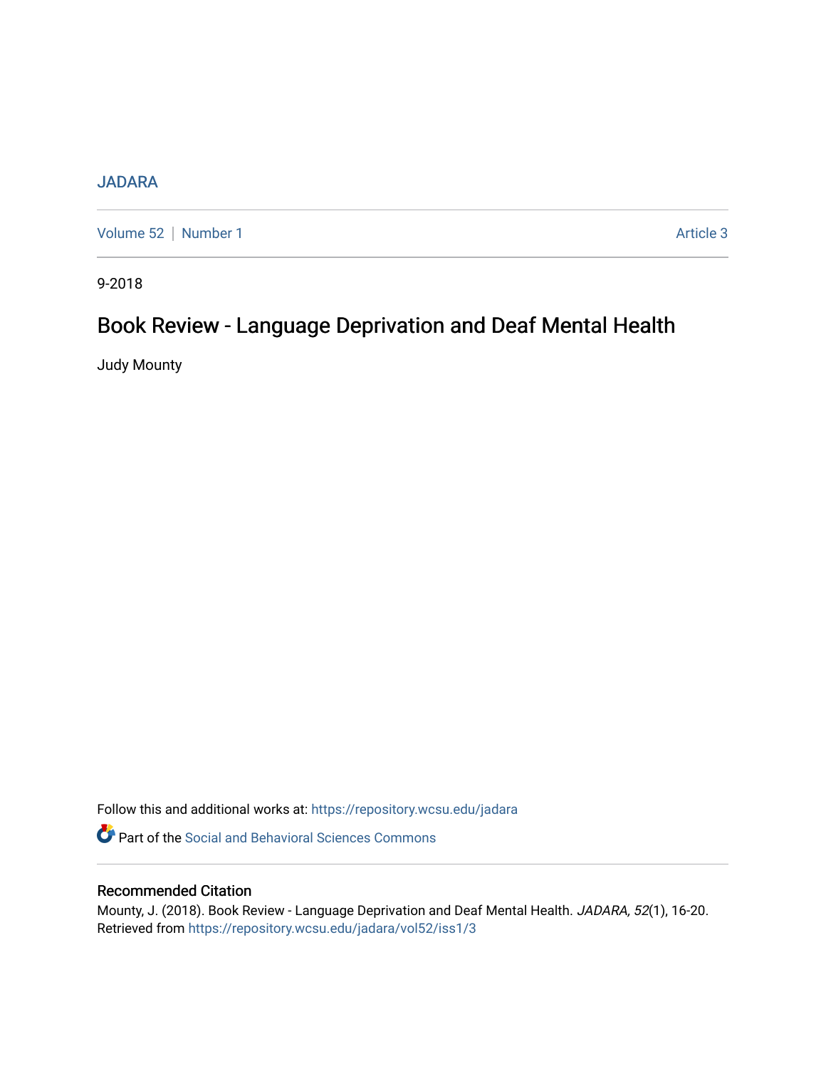JADARA

Volume 52 | Number 1 | Article 3

9-2018

# Book Review - Language Deprivation and Deaf Mental Health

Judy Mounty

Follow this and additional works at: https://repository.wcsu.edu/jadara

Part of the Social and Behavioral Sciences Commons

## Recommended Citation

Mounty, J. (2018). Book Review - Language Deprivation and Deaf Mental Health. *JADARA, 52*(1), 16-20. Retrieved from https://repository.wcsu.edu/jadara/vol52/iss1/3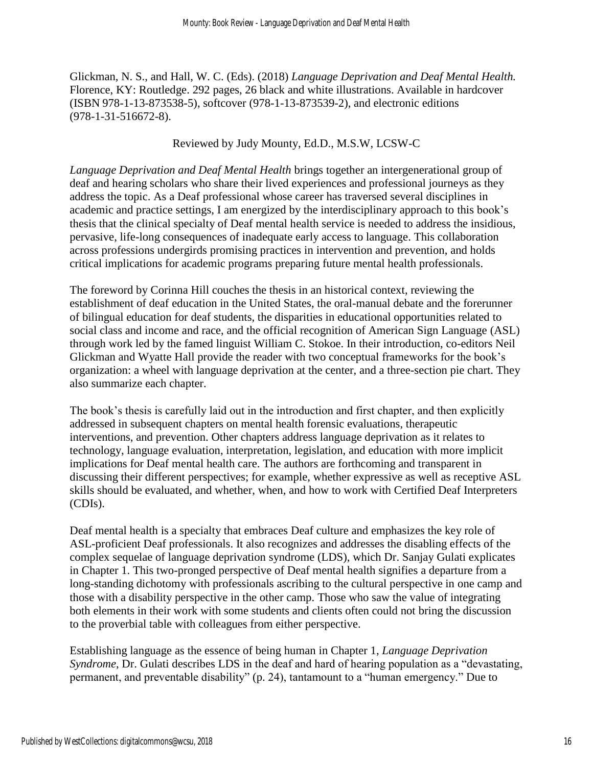Glickman, N. S., and Hall, W. C. (Eds). (2018) *Language Deprivation and Deaf Mental Health.* Florence, KY: Routledge. 292 pages, 26 black and white illustrations. Available in hardcover (ISBN 978-1-13-873538-5), softcover (978-1-13-873539-2), and electronic editions (978-1-31-516672-8).

Reviewed by Judy Mounty, Ed.D., M.S.W, LCSW-C

*Language Deprivation and Deaf Mental Health* brings together an intergenerational group of deaf and hearing scholars who share their lived experiences and professional journeys as they address the topic. As a Deaf professional whose career has traversed several disciplines in academic and practice settings, I am energized by the interdisciplinary approach to this book's thesis that the clinical specialty of Deaf mental health service is needed to address the insidious, pervasive, life-long consequences of inadequate early access to language. This collaboration across professions undergirds promising practices in intervention and prevention, and holds critical implications for academic programs preparing future mental health professionals.

The foreword by Corinna Hill couches the thesis in an historical context, reviewing the establishment of deaf education in the United States, the oral-manual debate and the forerunner of bilingual education for deaf students, the disparities in educational opportunities related to social class and income and race, and the official recognition of American Sign Language (ASL) through work led by the famed linguist William C. Stokoe. In their introduction, co-editors Neil Glickman and Wyatte Hall provide the reader with two conceptual frameworks for the book's organization: a wheel with language deprivation at the center, and a three-section pie chart. They also summarize each chapter.

The book's thesis is carefully laid out in the introduction and first chapter, and then explicitly addressed in subsequent chapters on mental health forensic evaluations, therapeutic interventions, and prevention. Other chapters address language deprivation as it relates to technology, language evaluation, interpretation, legislation, and education with more implicit implications for Deaf mental health care. The authors are forthcoming and transparent in discussing their different perspectives; for example, whether expressive as well as receptive ASL skills should be evaluated, and whether, when, and how to work with Certified Deaf Interpreters (CDIs).

Deaf mental health is a specialty that embraces Deaf culture and emphasizes the key role of ASL-proficient Deaf professionals. It also recognizes and addresses the disabling effects of the complex sequelae of language deprivation syndrome (LDS), which Dr. Sanjay Gulati explicates in Chapter 1. This two-pronged perspective of Deaf mental health signifies a departure from a long-standing dichotomy with professionals ascribing to the cultural perspective in one camp and those with a disability perspective in the other camp. Those who saw the value of integrating both elements in their work with some students and clients often could not bring the discussion to the proverbial table with colleagues from either perspective.

Establishing language as the essence of being human in Chapter 1, *Language Deprivation Syndrome*, Dr. Gulati describes LDS in the deaf and hard of hearing population as a "devastating, permanent, and preventable disability" (p. 24), tantamount to a "human emergency." Due to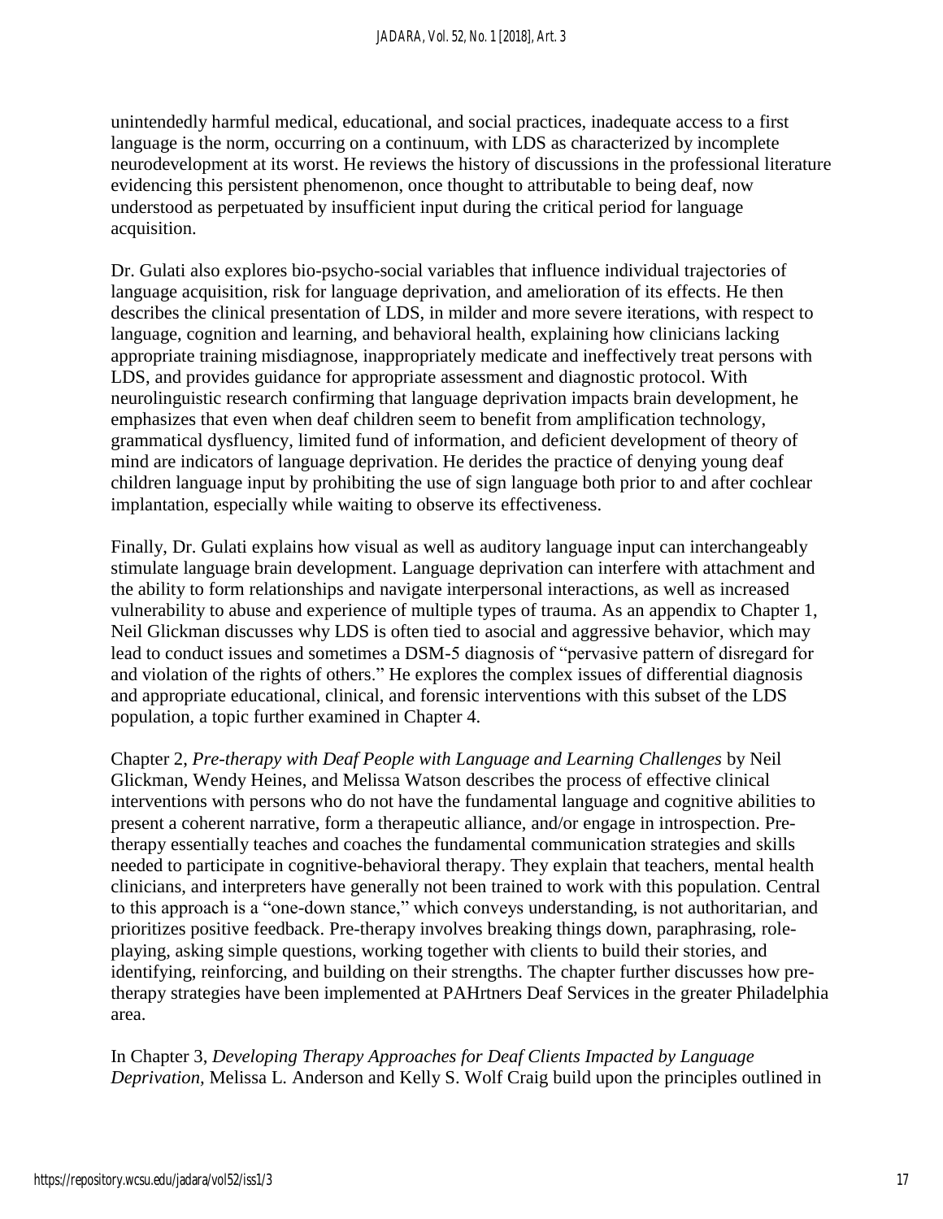unintendedly harmful medical, educational, and social practices, inadequate access to a first language is the norm, occurring on a continuum, with LDS as characterized by incomplete neurodevelopment at its worst. He reviews the history of discussions in the professional literature evidencing this persistent phenomenon, once thought to attributable to being deaf, now understood as perpetuated by insufficient input during the critical period for language acquisition.

Dr. Gulati also explores bio-psycho-social variables that influence individual trajectories of language acquisition, risk for language deprivation, and amelioration of its effects. He then describes the clinical presentation of LDS, in milder and more severe iterations, with respect to language, cognition and learning, and behavioral health, explaining how clinicians lacking appropriate training misdiagnose, inappropriately medicate and ineffectively treat persons with LDS, and provides guidance for appropriate assessment and diagnostic protocol. With neurolinguistic research confirming that language deprivation impacts brain development, he emphasizes that even when deaf children seem to benefit from amplification technology, grammatical dysfluency, limited fund of information, and deficient development of theory of mind are indicators of language deprivation. He derides the practice of denying young deaf children language input by prohibiting the use of sign language both prior to and after cochlear implantation, especially while waiting to observe its effectiveness.

Finally, Dr. Gulati explains how visual as well as auditory language input can interchangeably stimulate language brain development. Language deprivation can interfere with attachment and the ability to form relationships and navigate interpersonal interactions, as well as increased vulnerability to abuse and experience of multiple types of trauma. As an appendix to Chapter 1, Neil Glickman discusses why LDS is often tied to asocial and aggressive behavior, which may lead to conduct issues and sometimes a DSM-5 diagnosis of "pervasive pattern of disregard for and violation of the rights of others." He explores the complex issues of differential diagnosis and appropriate educational, clinical, and forensic interventions with this subset of the LDS population, a topic further examined in Chapter 4.

Chapter 2, *Pre-therapy with Deaf People with Language and Learning Challenges* by Neil Glickman, Wendy Heines, and Melissa Watson describes the process of effective clinical interventions with persons who do not have the fundamental language and cognitive abilities to present a coherent narrative, form a therapeutic alliance, and/or engage in introspection. Pre-therapy essentially teaches and coaches the fundamental communication strategies and skills needed to participate in cognitive-behavioral therapy. They explain that teachers, mental health clinicians, and interpreters have generally not been trained to work with this population. Central to this approach is a "one-down stance," which conveys understanding, is not authoritarian, and prioritizes positive feedback. Pre-therapy involves breaking things down, paraphrasing, role-playing, asking simple questions, working together with clients to build their stories, and identifying, reinforcing, and building on their strengths. The chapter further discusses how pre-therapy strategies have been implemented at PAHrtners Deaf Services in the greater Philadelphia area.

In Chapter 3, *Developing Therapy Approaches for Deaf Clients Impacted by Language Deprivation*, Melissa L. Anderson and Kelly S. Wolf Craig build upon the principles outlined in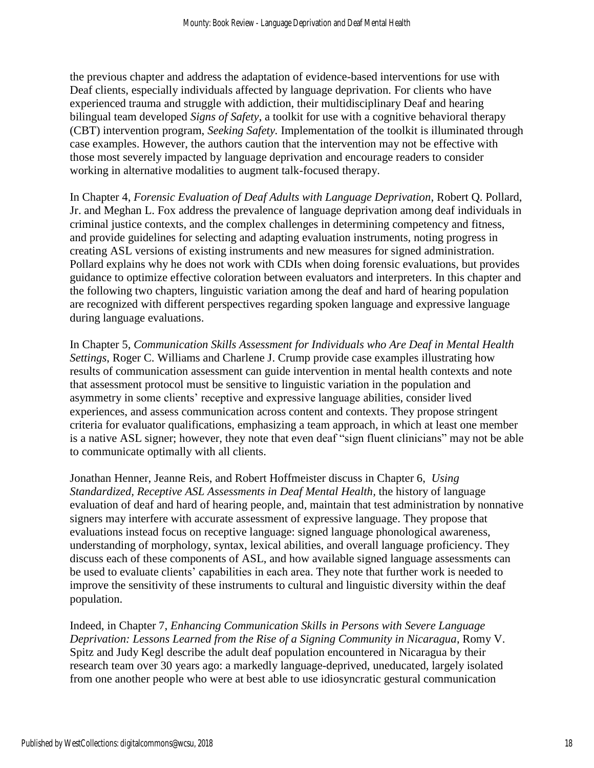the previous chapter and address the adaptation of evidence-based interventions for use with Deaf clients, especially individuals affected by language deprivation. For clients who have experienced trauma and struggle with addiction, their multidisciplinary Deaf and hearing bilingual team developed *Signs of Safety*, a toolkit for use with a cognitive behavioral therapy (CBT) intervention program, *Seeking Safety.* Implementation of the toolkit is illuminated through case examples. However, the authors caution that the intervention may not be effective with those most severely impacted by language deprivation and encourage readers to consider working in alternative modalities to augment talk-focused therapy.

In Chapter 4, *Forensic Evaluation of Deaf Adults with Language Deprivation*, Robert Q. Pollard, Jr. and Meghan L. Fox address the prevalence of language deprivation among deaf individuals in criminal justice contexts, and the complex challenges in determining competency and fitness, and provide guidelines for selecting and adapting evaluation instruments, noting progress in creating ASL versions of existing instruments and new measures for signed administration. Pollard explains why he does not work with CDIs when doing forensic evaluations, but provides guidance to optimize effective coloration between evaluators and interpreters. In this chapter and the following two chapters, linguistic variation among the deaf and hard of hearing population are recognized with different perspectives regarding spoken language and expressive language during language evaluations.

In Chapter 5, *Communication Skills Assessment for Individuals who Are Deaf in Mental Health Settings*, Roger C. Williams and Charlene J. Crump provide case examples illustrating how results of communication assessment can guide intervention in mental health contexts and note that assessment protocol must be sensitive to linguistic variation in the population and asymmetry in some clients' receptive and expressive language abilities, consider lived experiences, and assess communication across content and contexts. They propose stringent criteria for evaluator qualifications, emphasizing a team approach, in which at least one member is a native ASL signer; however, they note that even deaf "sign fluent clinicians" may not be able to communicate optimally with all clients.

Jonathan Henner, Jeanne Reis, and Robert Hoffmeister discuss in Chapter 6, *Using Standardized, Receptive ASL Assessments in Deaf Mental Health*, the history of language evaluation of deaf and hard of hearing people, and, maintain that test administration by nonnative signers may interfere with accurate assessment of expressive language. They propose that evaluations instead focus on receptive language: signed language phonological awareness, understanding of morphology, syntax, lexical abilities, and overall language proficiency. They discuss each of these components of ASL, and how available signed language assessments can be used to evaluate clients' capabilities in each area. They note that further work is needed to improve the sensitivity of these instruments to cultural and linguistic diversity within the deaf population.

Indeed, in Chapter 7, *Enhancing Communication Skills in Persons with Severe Language Deprivation: Lessons Learned from the Rise of a Signing Community in Nicaragua*, Romy V. Spitz and Judy Kegl describe the adult deaf population encountered in Nicaragua by their research team over 30 years ago: a markedly language-deprived, uneducated, largely isolated from one another people who were at best able to use idiosyncratic gestural communication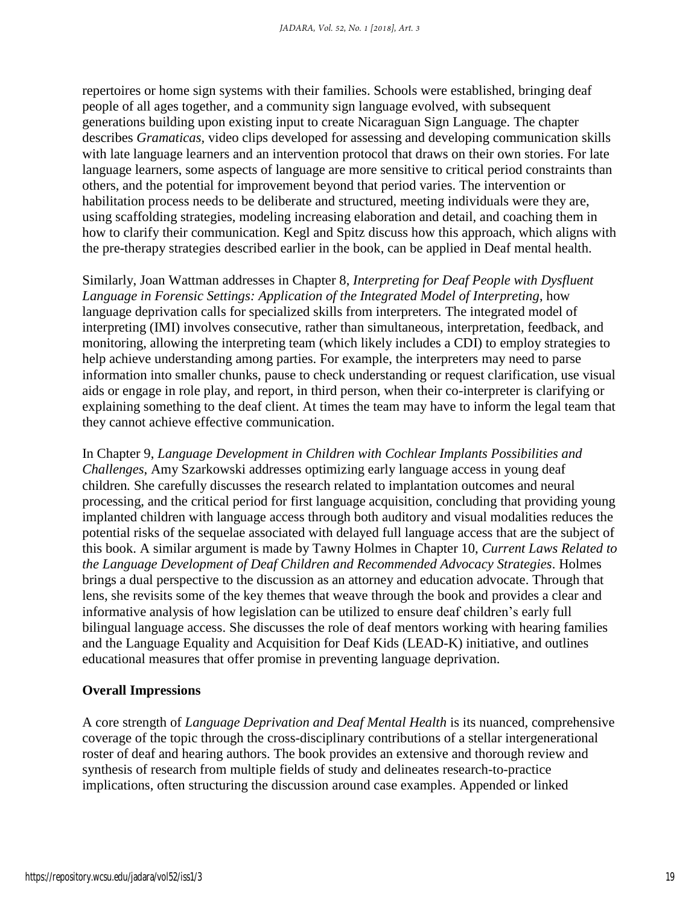repertoires or home sign systems with their families. Schools were established, bringing deaf people of all ages together, and a community sign language evolved, with subsequent generations building upon existing input to create Nicaraguan Sign Language. The chapter describes *Gramaticas,* video clips developed for assessing and developing communication skills with late language learners and an intervention protocol that draws on their own stories. For late language learners, some aspects of language are more sensitive to critical period constraints than others, and the potential for improvement beyond that period varies. The intervention or habilitation process needs to be deliberate and structured, meeting individuals were they are, using scaffolding strategies, modeling increasing elaboration and detail, and coaching them in how to clarify their communication. Kegl and Spitz discuss how this approach, which aligns with the pre-therapy strategies described earlier in the book, can be applied in Deaf mental health.

Similarly, Joan Wattman addresses in Chapter 8, *Interpreting for Deaf People with Dysfluent Language in Forensic Settings: Application of the Integrated Model of Interpreting*, how language deprivation calls for specialized skills from interpreters. The integrated model of interpreting (IMI) involves consecutive, rather than simultaneous, interpretation, feedback, and monitoring, allowing the interpreting team (which likely includes a CDI) to employ strategies to help achieve understanding among parties. For example, the interpreters may need to parse information into smaller chunks, pause to check understanding or request clarification, use visual aids or engage in role play, and report, in third person, when their co-interpreter is clarifying or explaining something to the deaf client. At times the team may have to inform the legal team that they cannot achieve effective communication.

In Chapter 9, *Language Development in Children with Cochlear Implants Possibilities and Challenges*, Amy Szarkowski addresses optimizing early language access in young deaf children*.* She carefully discusses the research related to implantation outcomes and neural processing, and the critical period for first language acquisition, concluding that providing young implanted children with language access through both auditory and visual modalities reduces the potential risks of the sequelae associated with delayed full language access that are the subject of this book. A similar argument is made by Tawny Holmes in Chapter 10, *Current Laws Related to the Language Development of Deaf Children and Recommended Advocacy Strategies*. Holmes brings a dual perspective to the discussion as an attorney and education advocate. Through that lens, she revisits some of the key themes that weave through the book and provides a clear and informative analysis of how legislation can be utilized to ensure deaf children's early full bilingual language access. She discusses the role of deaf mentors working with hearing families and the Language Equality and Acquisition for Deaf Kids (LEAD-K) initiative, and outlines educational measures that offer promise in preventing language deprivation.

**Overall Impressions**

A core strength of *Language Deprivation and Deaf Mental Health* is its nuanced, comprehensive coverage of the topic through the cross-disciplinary contributions of a stellar intergenerational roster of deaf and hearing authors. The book provides an extensive and thorough review and synthesis of research from multiple fields of study and delineates research-to-practice implications, often structuring the discussion around case examples. Appended or linked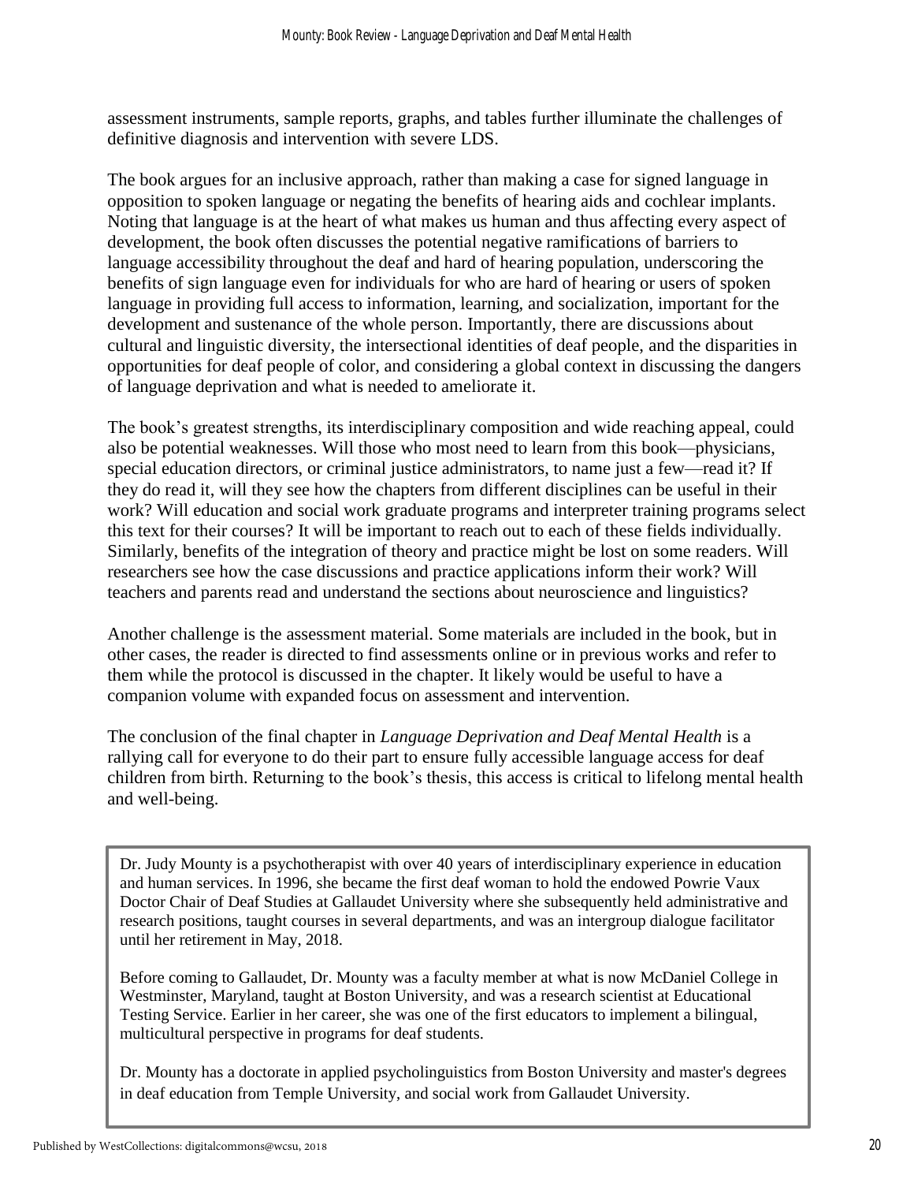assessment instruments, sample reports, graphs, and tables further illuminate the challenges of definitive diagnosis and intervention with severe LDS.

The book argues for an inclusive approach, rather than making a case for signed language in opposition to spoken language or negating the benefits of hearing aids and cochlear implants. Noting that language is at the heart of what makes us human and thus affecting every aspect of development, the book often discusses the potential negative ramifications of barriers to language accessibility throughout the deaf and hard of hearing population, underscoring the benefits of sign language even for individuals for who are hard of hearing or users of spoken language in providing full access to information, learning, and socialization, important for the development and sustenance of the whole person. Importantly, there are discussions about cultural and linguistic diversity, the intersectional identities of deaf people, and the disparities in opportunities for deaf people of color, and considering a global context in discussing the dangers of language deprivation and what is needed to ameliorate it.

The book's greatest strengths, its interdisciplinary composition and wide reaching appeal, could also be potential weaknesses. Will those who most need to learn from this book—physicians, special education directors, or criminal justice administrators, to name just a few—read it? If they do read it, will they see how the chapters from different disciplines can be useful in their work? Will education and social work graduate programs and interpreter training programs select this text for their courses? It will be important to reach out to each of these fields individually. Similarly, benefits of the integration of theory and practice might be lost on some readers. Will researchers see how the case discussions and practice applications inform their work? Will teachers and parents read and understand the sections about neuroscience and linguistics?

Another challenge is the assessment material. Some materials are included in the book, but in other cases, the reader is directed to find assessments online or in previous works and refer to them while the protocol is discussed in the chapter. It likely would be useful to have a companion volume with expanded focus on assessment and intervention.

The conclusion of the final chapter in *Language Deprivation and Deaf Mental Health* is a rallying call for everyone to do their part to ensure fully accessible language access for deaf children from birth. Returning to the book's thesis, this access is critical to lifelong mental health and well-being.

Dr. Judy Mounty is a psychotherapist with over 40 years of interdisciplinary experience in education and human services. In 1996, she became the first deaf woman to hold the endowed Powrie Vaux Doctor Chair of Deaf Studies at Gallaudet University where she subsequently held administrative and research positions, taught courses in several departments, and was an intergroup dialogue facilitator until her retirement in May, 2018.

Before coming to Gallaudet, Dr. Mounty was a faculty member at what is now McDaniel College in Westminster, Maryland, taught at Boston University, and was a research scientist at Educational Testing Service. Earlier in her career, she was one of the first educators to implement a bilingual, multicultural perspective in programs for deaf students.

Dr. Mounty has a doctorate in applied psycholinguistics from Boston University and master's degrees in deaf education from Temple University, and social work from Gallaudet University.